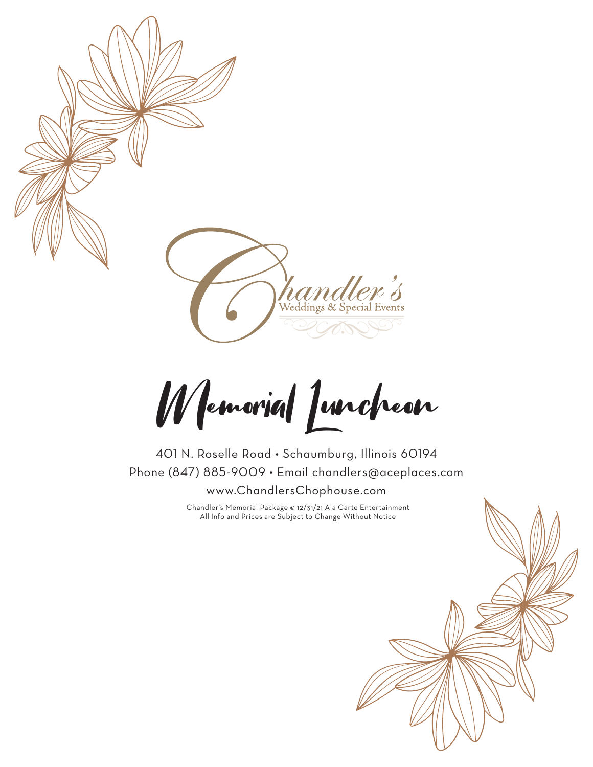Chandler's
Weddings & Special Events

# Memorial Luncheon

401 N. Roselle Road • Schaumburg, Illinois 60194

Phone (847) 885-9009 • Email chandlers@aceplaces.com

www.ChandlersChophouse.com

Chandler's Memorial Package © 12/31/21 Ala Carte Entertainment
All Info and Prices are Subject to Change Without Notice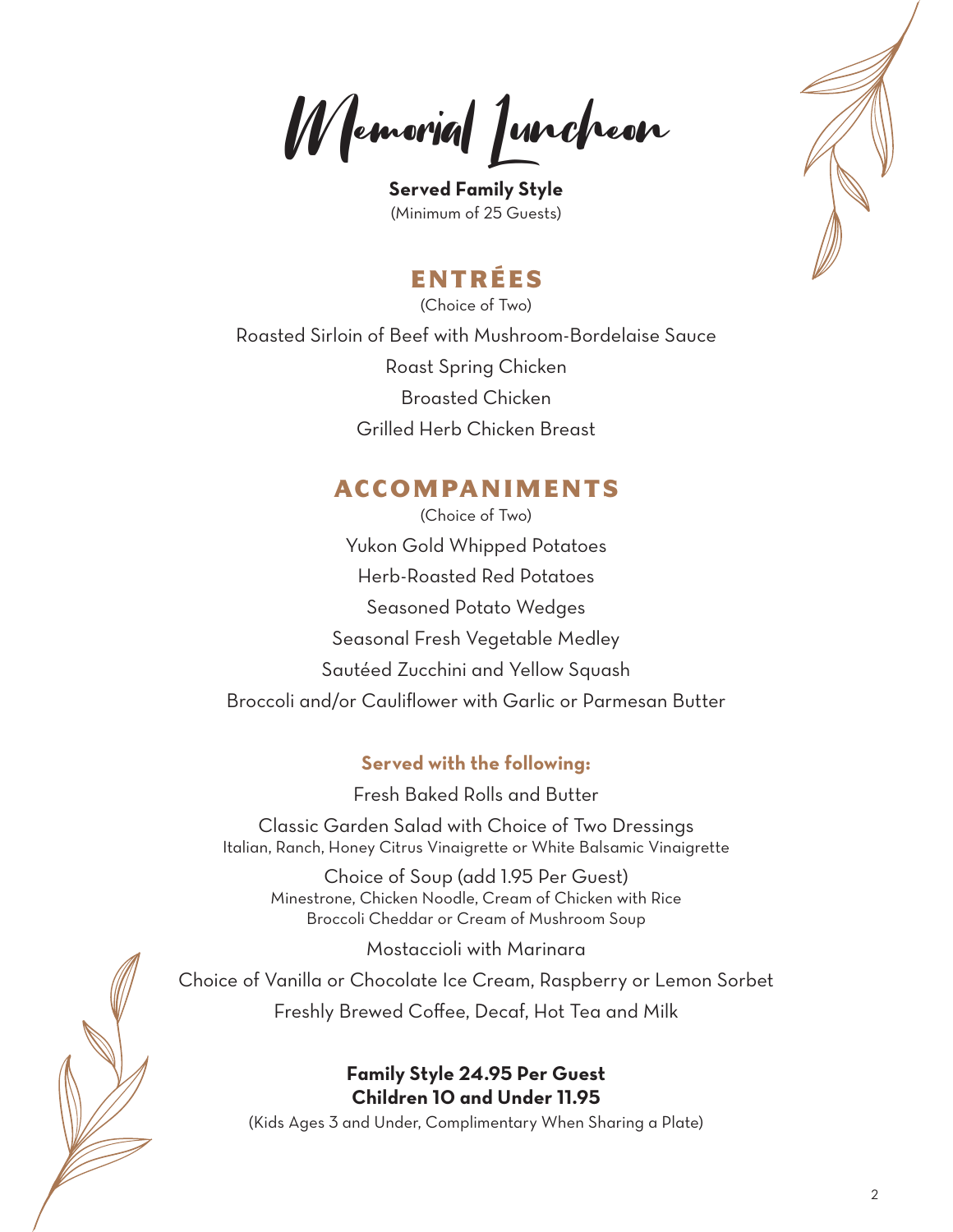# Memorial Luncheon

**Served Family Style**
(Minimum of 25 Guests)

## ENTRÉES

(Choice of Two)

Roasted Sirloin of Beef with Mushroom-Bordelaise Sauce

Roast Spring Chicken

Broasted Chicken

Grilled Herb Chicken Breast

## ACCOMPANIMENTS

(Choice of Two)

Yukon Gold Whipped Potatoes

Herb-Roasted Red Potatoes

Seasoned Potato Wedges

Seasonal Fresh Vegetable Medley

Sautéed Zucchini and Yellow Squash

Broccoli and/or Cauliflower with Garlic or Parmesan Butter

### Served with the following:

Fresh Baked Rolls and Butter

Classic Garden Salad with Choice of Two Dressings
Italian, Ranch, Honey Citrus Vinaigrette or White Balsamic Vinaigrette

Choice of Soup (add 1.95 Per Guest)
Minestrone, Chicken Noodle, Cream of Chicken with Rice
Broccoli Cheddar or Cream of Mushroom Soup

Mostaccioli with Marinara

Choice of Vanilla or Chocolate Ice Cream, Raspberry or Lemon Sorbet

Freshly Brewed Coffee, Decaf, Hot Tea and Milk

**Family Style 24.95 Per Guest**
**Children 10 and Under 11.95**
(Kids Ages 3 and Under, Complimentary When Sharing a Plate)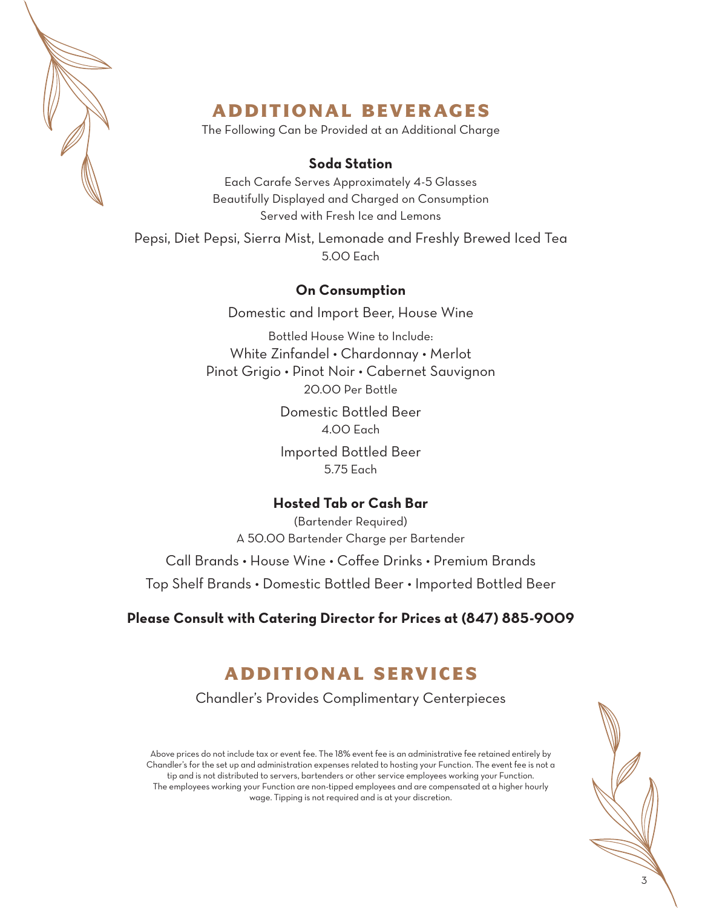# ADDITIONAL BEVERAGES

The Following Can be Provided at an Additional Charge

### Soda Station

Each Carafe Serves Approximately 4-5 Glasses
Beautifully Displayed and Charged on Consumption
Served with Fresh Ice and Lemons

Pepsi, Diet Pepsi, Sierra Mist, Lemonade and Freshly Brewed Iced Tea
5.00 Each

### On Consumption

Domestic and Import Beer, House Wine

Bottled House Wine to Include:
White Zinfandel • Chardonnay • Merlot
Pinot Grigio • Pinot Noir • Cabernet Sauvignon
20.00 Per Bottle

Domestic Bottled Beer
4.00 Each

Imported Bottled Beer
5.75 Each

### Hosted Tab or Cash Bar

(Bartender Required)
A 50.00 Bartender Charge per Bartender

Call Brands • House Wine • Coffee Drinks • Premium Brands

Top Shelf Brands • Domestic Bottled Beer • Imported Bottled Beer

**Please Consult with Catering Director for Prices at (847) 885-9009**

# ADDITIONAL SERVICES

Chandler's Provides Complimentary Centerpieces

Above prices do not include tax or event fee. The 18% event fee is an administrative fee retained entirely by Chandler's for the set up and administration expenses related to hosting your Function. The event fee is not a tip and is not distributed to servers, bartenders or other service employees working your Function. The employees working your Function are non-tipped employees and are compensated at a higher hourly wage. Tipping is not required and is at your discretion.